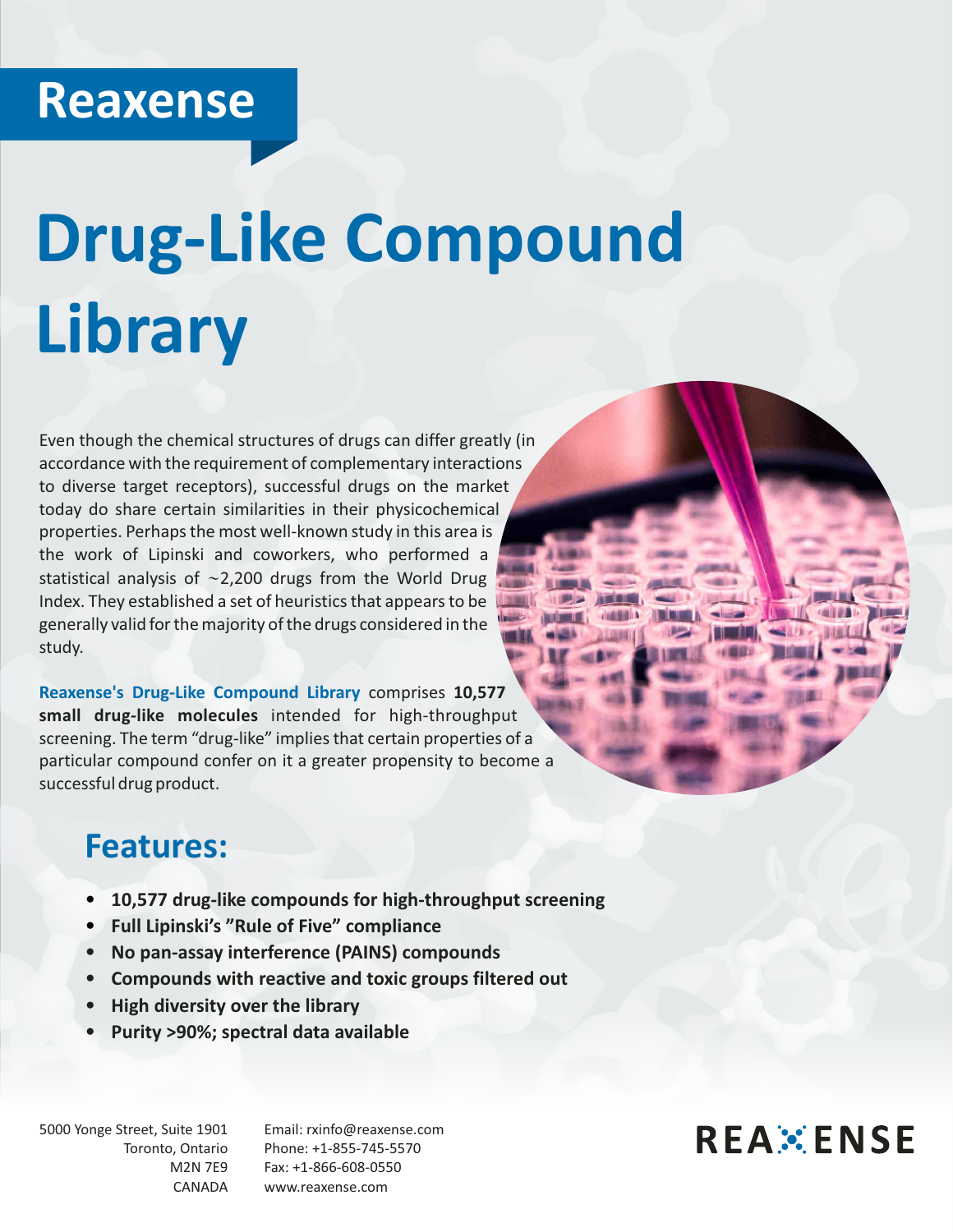Reaxense

# Drug-Like Compound Library

Even though the chemical structures of drugs can differ greatly (in accordance with the requirement of complementary interactions to diverse target receptors), successful drugs on the market today do share certain similarities in their physicochemical properties. Perhaps the most well-known study in this area is the work of Lipinski and coworkers, who performed a statistical analysis of ~2,200 drugs from the World Drug Index. They established a set of heuristics that appears to be generally valid for the majority of the drugs considered in the study.

**Reaxense's Drug-Like Compound Library** comprises **10,577 small drug-like molecules** intended for high-throughput screening. The term "drug-like" implies that certain properties of a particular compound confer on it a greater propensity to become a successful drug product.

## Features:

- **10,577 drug-like compounds for high-throughput screening**
- **Full Lipinski's "Rule of Five" compliance**
- **No pan-assay interference (PAINS) compounds**
- **Compounds with reactive and toxic groups filtered out**
- **High diversity over the library**
- **Purity >90%; spectral data available**

5000 Yonge Street, Suite 1901
Toronto, Ontario
M2N 7E9
CANADA

Email: rxinfo@reaxense.com
Phone: +1-855-745-5570
Fax: +1-866-608-0550
www.reaxense.com

REAXENSE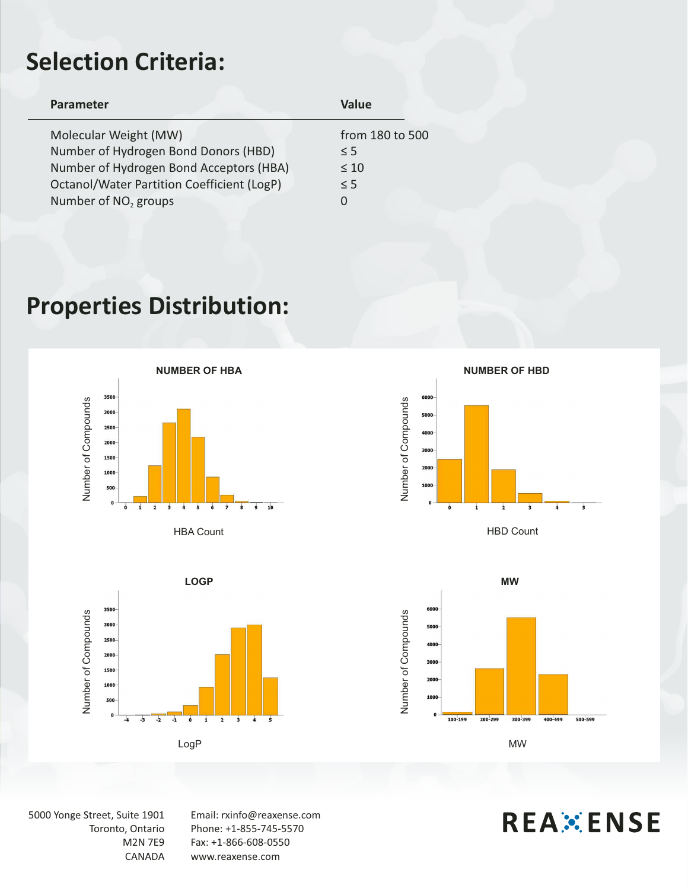# Selection Criteria:

| Parameter | Value |
|---|---|
| Molecular Weight (MW) | from 180 to 500 |
| Number of Hydrogen Bond Donors (HBD) | ≤ 5 |
| Number of Hydrogen Bond Acceptors (HBA) | ≤ 10 |
| Octanol/Water Partition Coefficient (LogP) | ≤ 5 |
| Number of $NO_2$ groups | 0 |

# Properties Distribution:

NUMBER OF HBA

Number of Compounds

3500
3000
2500
2000
1500
1000
500
0

0 1 2 3 4 5 6 7 8 9 10

HBA Count

NUMBER OF HBD

Number of Compounds

6000
5000
4000
3000
2000
1000
0

0 1 2 3 4 5

HBD Count

LOGP

Number of Compounds

3500
3000
2500
2000
1500
1000
500
0

-4 -3 -2 -1 0 1 2 3 4 5

LogP

MW

Number of Compounds

6000
5000
4000
3000
2000
1000
0

100-199 200-299 300-399 400-499 500-599

MW

5000 Yonge Street, Suite 1901
Toronto, Ontario
M2N 7E9
CANADA

Email: rxinfo@reaxense.com
Phone: +1-855-745-5570
Fax: +1-866-608-0550
www.reaxense.com

REAXENSE